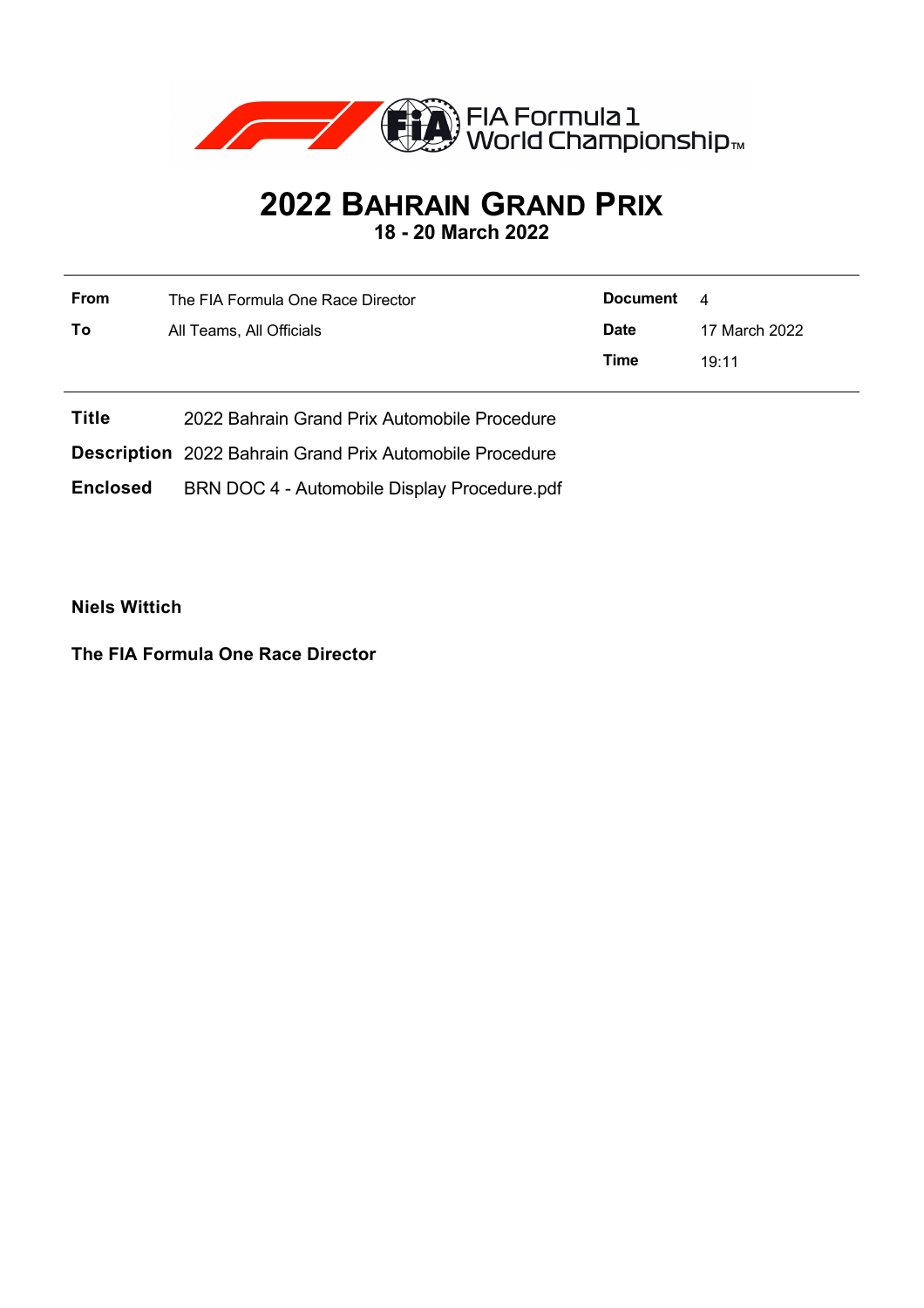# 2022 Bahrain Grand Prix

**18 - 20 March 2022**

| | | | |
|---|---|---|---|
| **From** | The FIA Formula One Race Director | **Document** | 4 |
| **To** | All Teams, All Officials | **Date** | 17 March 2022 |
| | | **Time** | 19:11 |

**Title** 2022 Bahrain Grand Prix Automobile Procedure

**Description** 2022 Bahrain Grand Prix Automobile Procedure

**Enclosed** BRN DOC 4 - Automobile Display Procedure.pdf

**Niels Wittich**

**The FIA Formula One Race Director**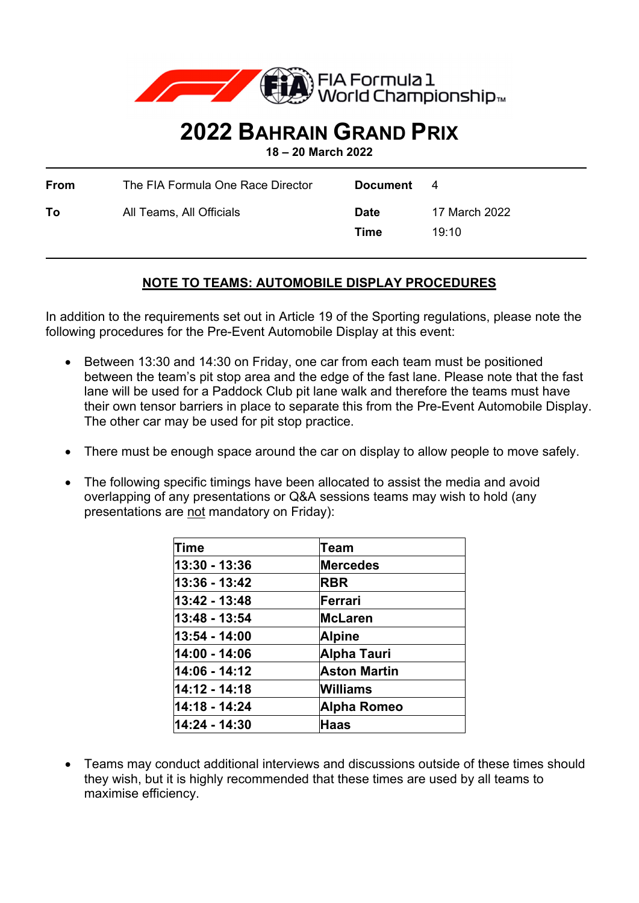# 2022 Bahrain Grand Prix

**18 – 20 March 2022**

| | | | |
|---|---|---|---|
| **From** | The FIA Formula One Race Director | **Document** | 4 |
| **To** | All Teams, All Officials | **Date** | 17 March 2022 |
| | | **Time** | 19:10 |

## NOTE TO TEAMS: AUTOMOBILE DISPLAY PROCEDURES

In addition to the requirements set out in Article 19 of the Sporting regulations, please note the following procedures for the Pre-Event Automobile Display at this event:

- Between 13:30 and 14:30 on Friday, one car from each team must be positioned between the team's pit stop area and the edge of the fast lane. Please note that the fast lane will be used for a Paddock Club pit lane walk and therefore the teams must have their own tensor barriers in place to separate this from the Pre-Event Automobile Display. The other car may be used for pit stop practice.

- There must be enough space around the car on display to allow people to move safely.

- The following specific timings have been allocated to assist the media and avoid overlapping of any presentations or Q&A sessions teams may wish to hold (any presentations are not mandatory on Friday):

| Time | Team |
|---|---|
| 13:30 - 13:36 | Mercedes |
| 13:36 - 13:42 | RBR |
| 13:42 - 13:48 | Ferrari |
| 13:48 - 13:54 | McLaren |
| 13:54 - 14:00 | Alpine |
| 14:00 - 14:06 | Alpha Tauri |
| 14:06 - 14:12 | Aston Martin |
| 14:12 - 14:18 | Williams |
| 14:18 - 14:24 | Alpha Romeo |
| 14:24 - 14:30 | Haas |

- Teams may conduct additional interviews and discussions outside of these times should they wish, but it is highly recommended that these times are used by all teams to maximise efficiency.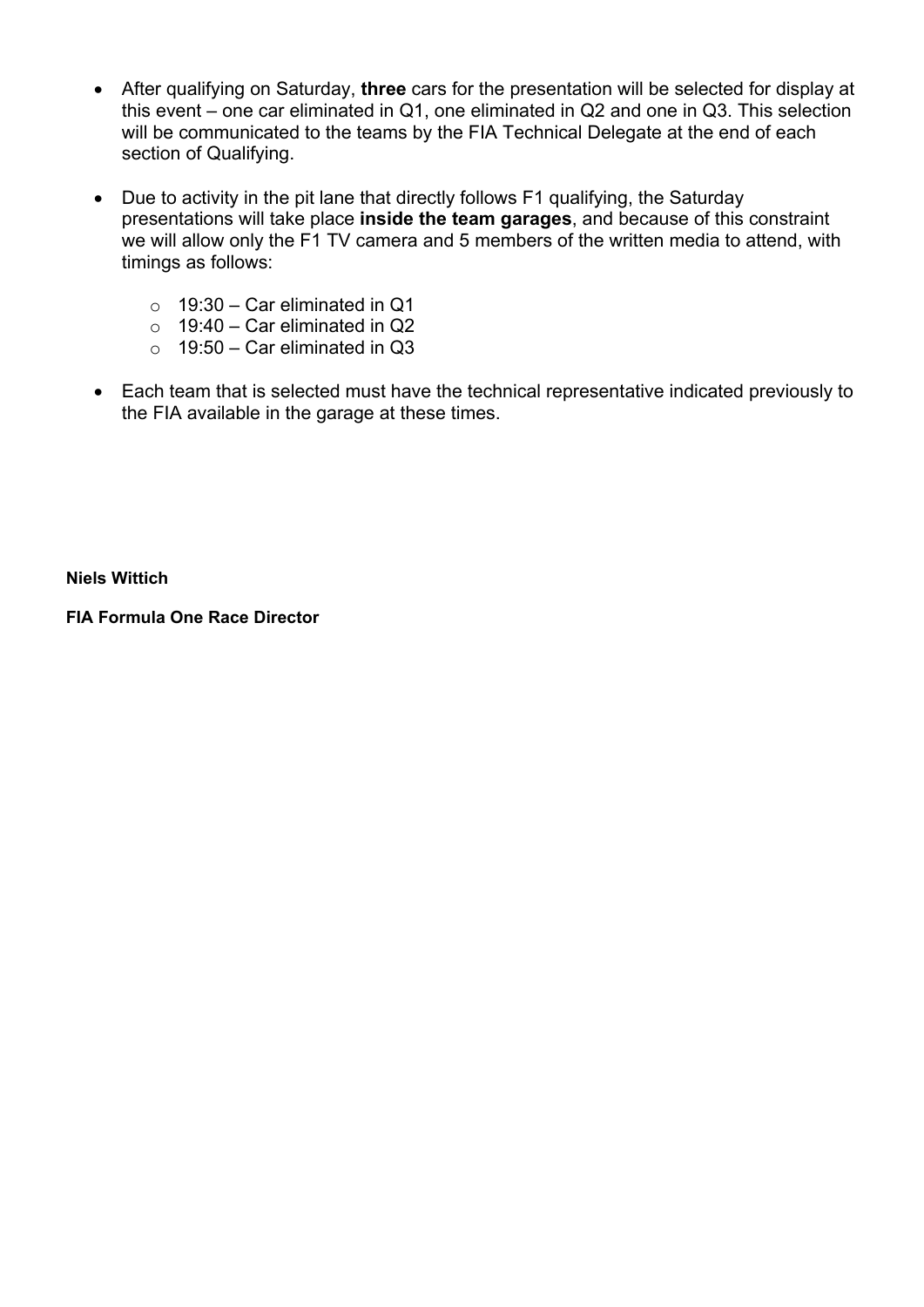- After qualifying on Saturday, **three** cars for the presentation will be selected for display at this event – one car eliminated in Q1, one eliminated in Q2 and one in Q3. This selection will be communicated to the teams by the FIA Technical Delegate at the end of each section of Qualifying.

- Due to activity in the pit lane that directly follows F1 qualifying, the Saturday presentations will take place **inside the team garages**, and because of this constraint we will allow only the F1 TV camera and 5 members of the written media to attend, with timings as follows:

  - 19:30 – Car eliminated in Q1
  - 19:40 – Car eliminated in Q2
  - 19:50 – Car eliminated in Q3

- Each team that is selected must have the technical representative indicated previously to the FIA available in the garage at these times.

**Niels Wittich**

**FIA Formula One Race Director**